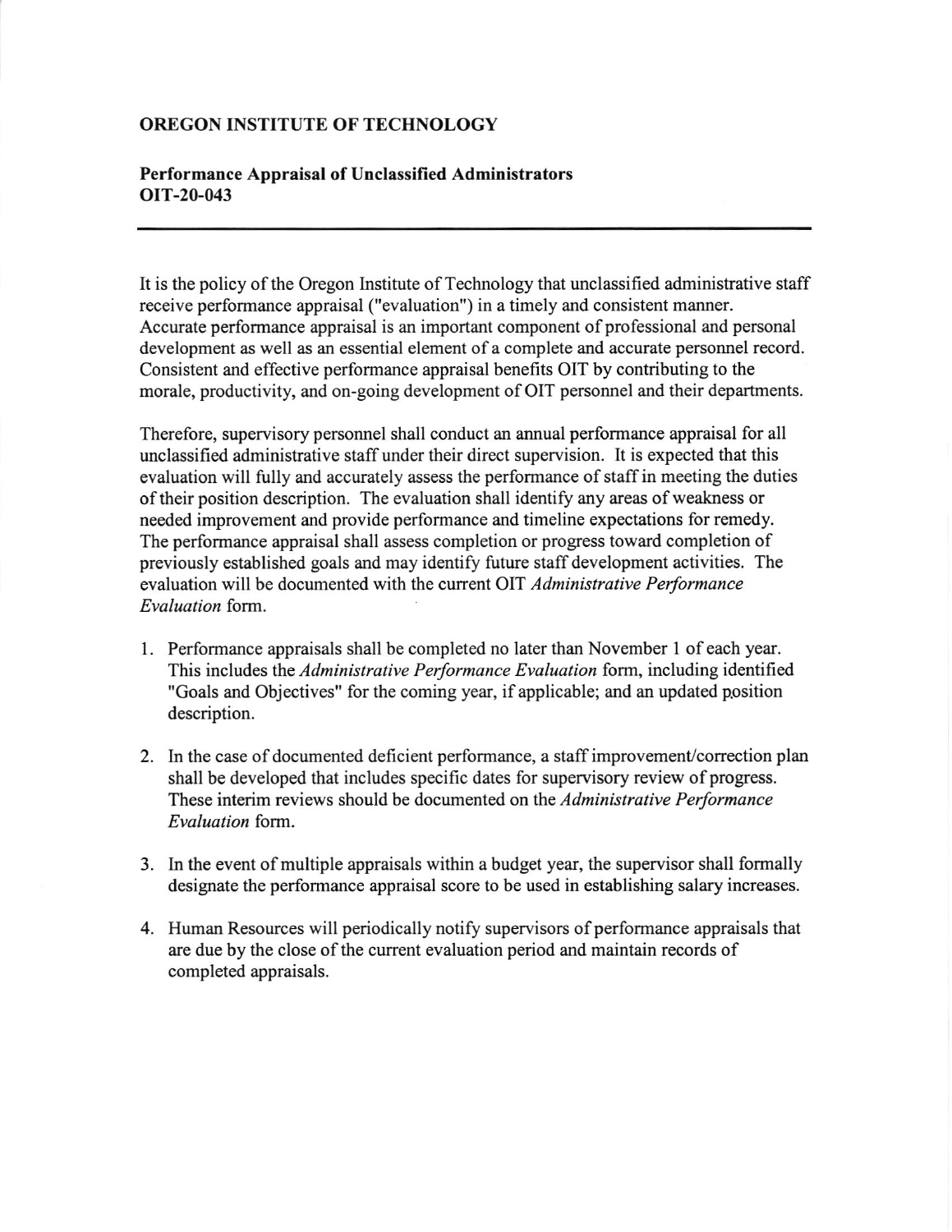# OREGON INSTITUTE OF TECHNOLOGY

## Performance Appraisal of Unclassified Administrators OIT-20-043

---

It is the policy of the Oregon Institute of Technology that unclassified administrative staff receive performance appraisal ("evaluation") in a timely and consistent manner. Accurate performance appraisal is an important component of professional and personal development as well as an essential element of a complete and accurate personnel record. Consistent and effective performance appraisal benefits OIT by contributing to the morale, productivity, and on-going development of OIT personnel and their departments.

Therefore, supervisory personnel shall conduct an annual performance appraisal for all unclassified administrative staff under their direct supervision. It is expected that this evaluation will fully and accurately assess the performance of staff in meeting the duties of their position description. The evaluation shall identify any areas of weakness or needed improvement and provide performance and timeline expectations for remedy. The performance appraisal shall assess completion or progress toward completion of previously established goals and may identify future staff development activities. The evaluation will be documented with the current OIT *Administrative Performance Evaluation* form.

1. Performance appraisals shall be completed no later than November 1 of each year. This includes the *Administrative Performance Evaluation* form, including identified "Goals and Objectives" for the coming year, if applicable; and an updated position description.

2. In the case of documented deficient performance, a staff improvement/correction plan shall be developed that includes specific dates for supervisory review of progress. These interim reviews should be documented on the *Administrative Performance Evaluation* form.

3. In the event of multiple appraisals within a budget year, the supervisor shall formally designate the performance appraisal score to be used in establishing salary increases.

4. Human Resources will periodically notify supervisors of performance appraisals that are due by the close of the current evaluation period and maintain records of completed appraisals.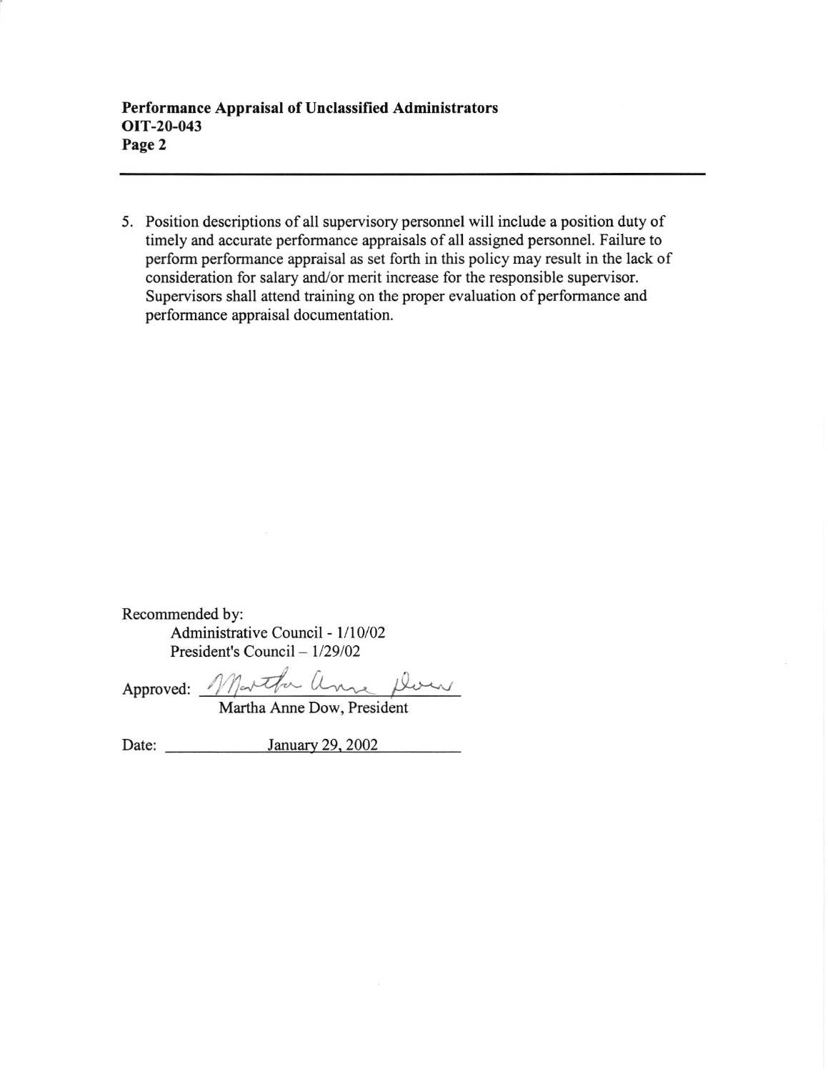5. Position descriptions of all supervisory personnel will include a position duty of timely and accurate performance appraisals of all assigned personnel. Failure to perform performance appraisal as set forth in this policy may result in the lack of consideration for salary and/or merit increase for the responsible supervisor. Supervisors shall attend training on the proper evaluation of performance and performance appraisal documentation.

Recommended by:
Administrative Council - 1/10/02
President's Council – 1/29/02

Approved: Martha Anne Dow
Martha Anne Dow, President

Date: January 29, 2002